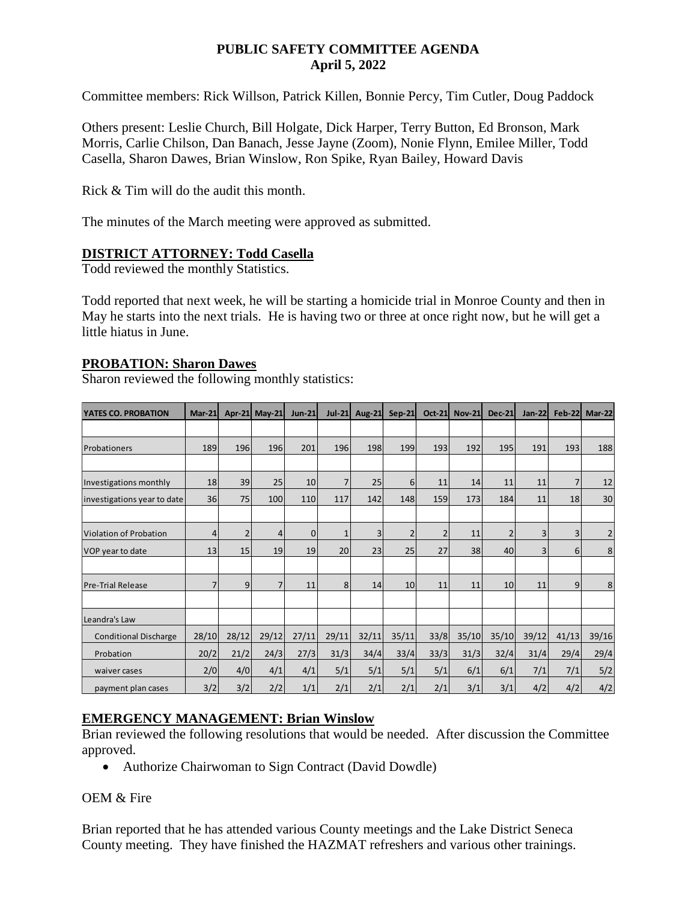**PUBLIC SAFETY COMMITTEE AGENDA**
**April 5, 2022**

Committee members: Rick Willson, Patrick Killen, Bonnie Percy, Tim Cutler, Doug Paddock

Others present: Leslie Church, Bill Holgate, Dick Harper, Terry Button, Ed Bronson, Mark Morris, Carlie Chilson, Dan Banach, Jesse Jayne (Zoom), Nonie Flynn, Emilee Miller, Todd Casella, Sharon Dawes, Brian Winslow, Ron Spike, Ryan Bailey, Howard Davis

Rick & Tim will do the audit this month.

The minutes of the March meeting were approved as submitted.

## DISTRICT ATTORNEY: Todd Casella

Todd reviewed the monthly Statistics.

Todd reported that next week, he will be starting a homicide trial in Monroe County and then in May he starts into the next trials. He is having two or three at once right now, but he will get a little hiatus in June.

## PROBATION: Sharon Dawes

Sharon reviewed the following monthly statistics:

| YATES CO. PROBATION | Mar-21 | Apr-21 | May-21 | Jun-21 | Jul-21 | Aug-21 | Sep-21 | Oct-21 | Nov-21 | Dec-21 | Jan-22 | Feb-22 | Mar-22 |
|---|---|---|---|---|---|---|---|---|---|---|---|---|---|
| | | | | | | | | | | | | | |
| Probationers | 189 | 196 | 196 | 201 | 196 | 198 | 199 | 193 | 192 | 195 | 191 | 193 | 188 |
| | | | | | | | | | | | | | |
| Investigations monthly | 18 | 39 | 25 | 10 | 7 | 25 | 6 | 11 | 14 | 11 | 11 | 7 | 12 |
| investigations year to date | 36 | 75 | 100 | 110 | 117 | 142 | 148 | 159 | 173 | 184 | 11 | 18 | 30 |
| | | | | | | | | | | | | | |
| Violation of Probation | 4 | 2 | 4 | 0 | 1 | 3 | 2 | 2 | 11 | 2 | 3 | 3 | 2 |
| VOP year to date | 13 | 15 | 19 | 19 | 20 | 23 | 25 | 27 | 38 | 40 | 3 | 6 | 8 |
| | | | | | | | | | | | | | |
| Pre-Trial Release | 7 | 9 | 7 | 11 | 8 | 14 | 10 | 11 | 11 | 10 | 11 | 9 | 8 |
| | | | | | | | | | | | | | |
| Leandra's Law | | | | | | | | | | | | | |
| Conditional Discharge | 28/10 | 28/12 | 29/12 | 27/11 | 29/11 | 32/11 | 35/11 | 33/8 | 35/10 | 35/10 | 39/12 | 41/13 | 39/16 |
| Probation | 20/2 | 21/2 | 24/3 | 27/3 | 31/3 | 34/4 | 33/4 | 33/3 | 31/3 | 32/4 | 31/4 | 29/4 | 29/4 |
| waiver cases | 2/0 | 4/0 | 4/1 | 4/1 | 5/1 | 5/1 | 5/1 | 5/1 | 6/1 | 6/1 | 7/1 | 7/1 | 5/2 |
| payment plan cases | 3/2 | 3/2 | 2/2 | 1/1 | 2/1 | 2/1 | 2/1 | 2/1 | 3/1 | 3/1 | 4/2 | 4/2 | 4/2 |

## EMERGENCY MANAGEMENT: Brian Winslow

Brian reviewed the following resolutions that would be needed. After discussion the Committee approved.

- Authorize Chairwoman to Sign Contract (David Dowdle)

OEM & Fire

Brian reported that he has attended various County meetings and the Lake District Seneca County meeting. They have finished the HAZMAT refreshers and various other trainings.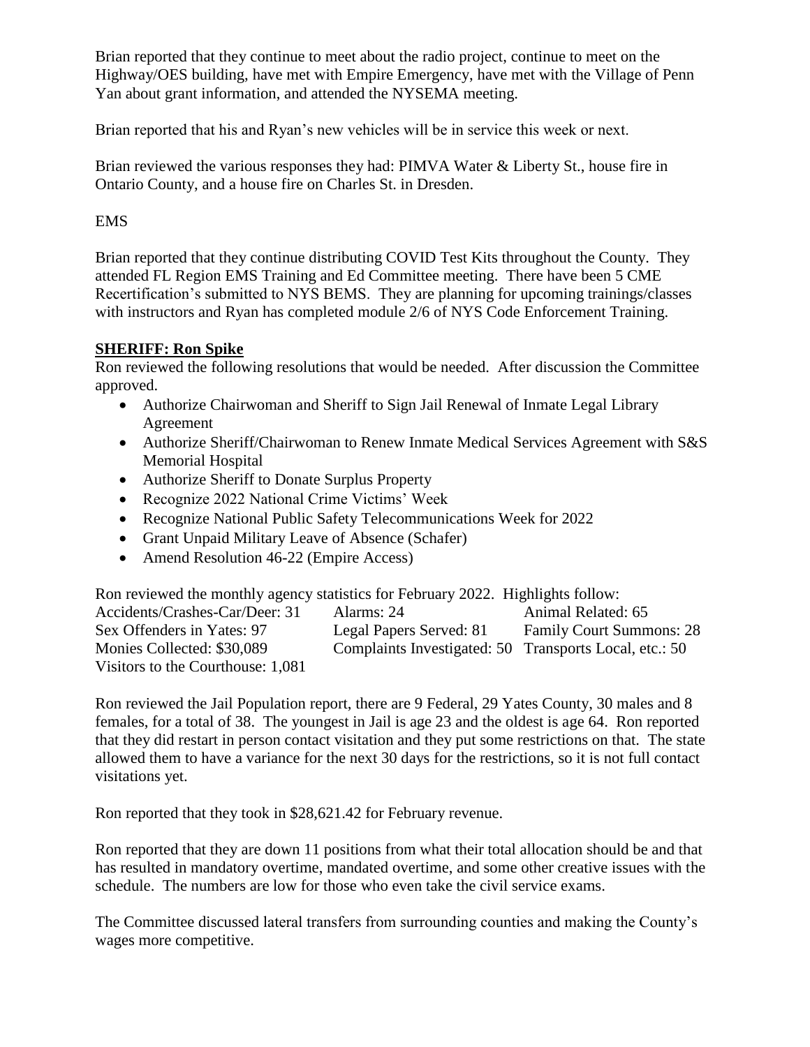Brian reported that they continue to meet about the radio project, continue to meet on the Highway/OES building, have met with Empire Emergency, have met with the Village of Penn Yan about grant information, and attended the NYSEMA meeting.

Brian reported that his and Ryan's new vehicles will be in service this week or next.

Brian reviewed the various responses they had: PIMVA Water & Liberty St., house fire in Ontario County, and a house fire on Charles St. in Dresden.

EMS

Brian reported that they continue distributing COVID Test Kits throughout the County. They attended FL Region EMS Training and Ed Committee meeting. There have been 5 CME Recertification's submitted to NYS BEMS. They are planning for upcoming trainings/classes with instructors and Ryan has completed module 2/6 of NYS Code Enforcement Training.

**SHERIFF: Ron Spike**

Ron reviewed the following resolutions that would be needed. After discussion the Committee approved.

- Authorize Chairwoman and Sheriff to Sign Jail Renewal of Inmate Legal Library Agreement
- Authorize Sheriff/Chairwoman to Renew Inmate Medical Services Agreement with S&S Memorial Hospital
- Authorize Sheriff to Donate Surplus Property
- Recognize 2022 National Crime Victims' Week
- Recognize National Public Safety Telecommunications Week for 2022
- Grant Unpaid Military Leave of Absence (Schafer)
- Amend Resolution 46-22 (Empire Access)

Ron reviewed the monthly agency statistics for February 2022. Highlights follow:

| | | |
|---|---|---|
| Accidents/Crashes-Car/Deer: 31 | Alarms: 24 | Animal Related: 65 |
| Sex Offenders in Yates: 97 | Legal Papers Served: 81 | Family Court Summons: 28 |
| Monies Collected: $30,089 | Complaints Investigated: 50 | Transports Local, etc.: 50 |
| Visitors to the Courthouse: 1,081 | | |

Ron reviewed the Jail Population report, there are 9 Federal, 29 Yates County, 30 males and 8 females, for a total of 38. The youngest in Jail is age 23 and the oldest is age 64. Ron reported that they did restart in person contact visitation and they put some restrictions on that. The state allowed them to have a variance for the next 30 days for the restrictions, so it is not full contact visitations yet.

Ron reported that they took in $28,621.42 for February revenue.

Ron reported that they are down 11 positions from what their total allocation should be and that has resulted in mandatory overtime, mandated overtime, and some other creative issues with the schedule. The numbers are low for those who even take the civil service exams.

The Committee discussed lateral transfers from surrounding counties and making the County's wages more competitive.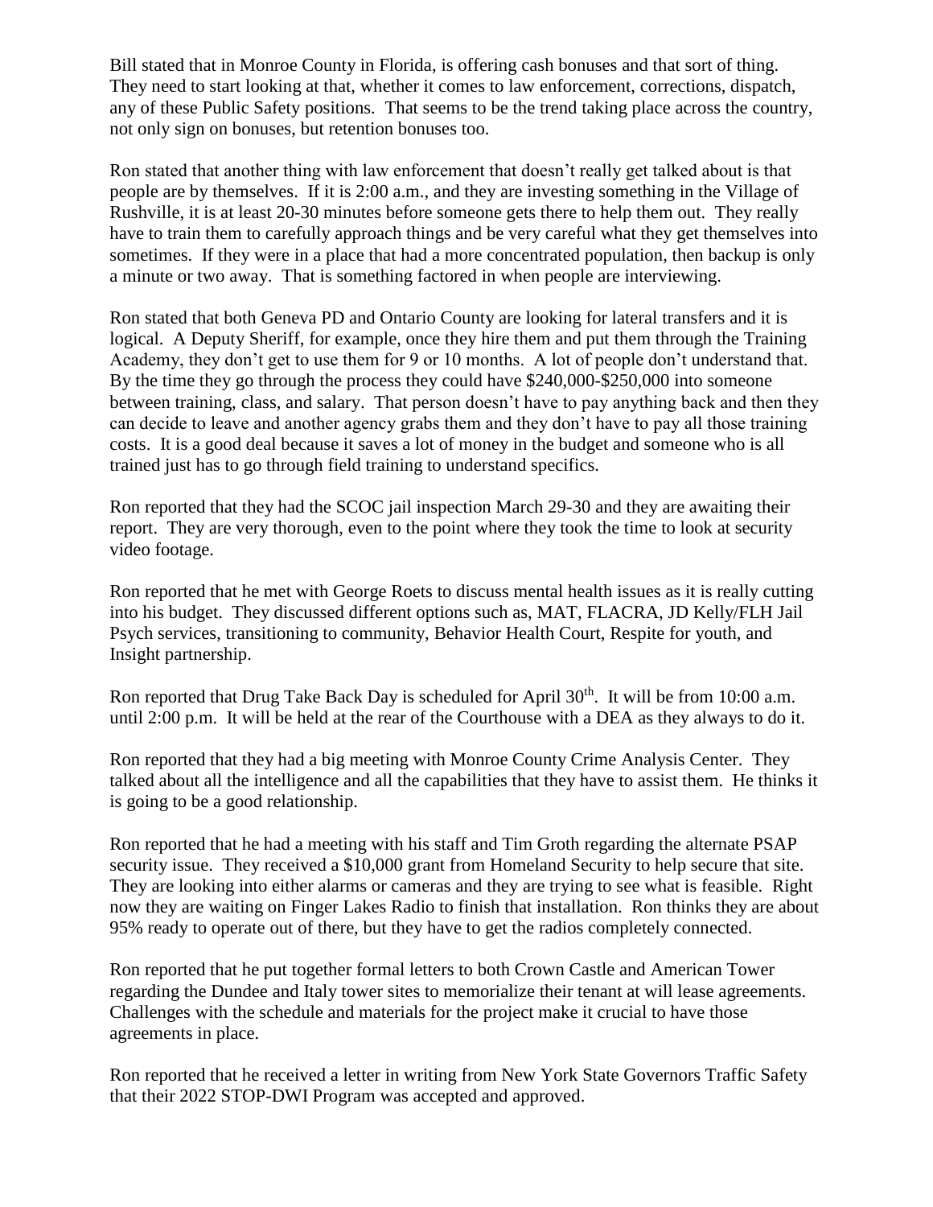Bill stated that in Monroe County in Florida, is offering cash bonuses and that sort of thing. They need to start looking at that, whether it comes to law enforcement, corrections, dispatch, any of these Public Safety positions. That seems to be the trend taking place across the country, not only sign on bonuses, but retention bonuses too.

Ron stated that another thing with law enforcement that doesn't really get talked about is that people are by themselves. If it is 2:00 a.m., and they are investing something in the Village of Rushville, it is at least 20-30 minutes before someone gets there to help them out. They really have to train them to carefully approach things and be very careful what they get themselves into sometimes. If they were in a place that had a more concentrated population, then backup is only a minute or two away. That is something factored in when people are interviewing.

Ron stated that both Geneva PD and Ontario County are looking for lateral transfers and it is logical. A Deputy Sheriff, for example, once they hire them and put them through the Training Academy, they don't get to use them for 9 or 10 months. A lot of people don't understand that. By the time they go through the process they could have $240,000-$250,000 into someone between training, class, and salary. That person doesn't have to pay anything back and then they can decide to leave and another agency grabs them and they don't have to pay all those training costs. It is a good deal because it saves a lot of money in the budget and someone who is all trained just has to go through field training to understand specifics.

Ron reported that they had the SCOC jail inspection March 29-30 and they are awaiting their report. They are very thorough, even to the point where they took the time to look at security video footage.

Ron reported that he met with George Roets to discuss mental health issues as it is really cutting into his budget. They discussed different options such as, MAT, FLACRA, JD Kelly/FLH Jail Psych services, transitioning to community, Behavior Health Court, Respite for youth, and Insight partnership.

Ron reported that Drug Take Back Day is scheduled for April 30th. It will be from 10:00 a.m. until 2:00 p.m. It will be held at the rear of the Courthouse with a DEA as they always to do it.

Ron reported that they had a big meeting with Monroe County Crime Analysis Center. They talked about all the intelligence and all the capabilities that they have to assist them. He thinks it is going to be a good relationship.

Ron reported that he had a meeting with his staff and Tim Groth regarding the alternate PSAP security issue. They received a $10,000 grant from Homeland Security to help secure that site. They are looking into either alarms or cameras and they are trying to see what is feasible. Right now they are waiting on Finger Lakes Radio to finish that installation. Ron thinks they are about 95% ready to operate out of there, but they have to get the radios completely connected.

Ron reported that he put together formal letters to both Crown Castle and American Tower regarding the Dundee and Italy tower sites to memorialize their tenant at will lease agreements. Challenges with the schedule and materials for the project make it crucial to have those agreements in place.

Ron reported that he received a letter in writing from New York State Governors Traffic Safety that their 2022 STOP-DWI Program was accepted and approved.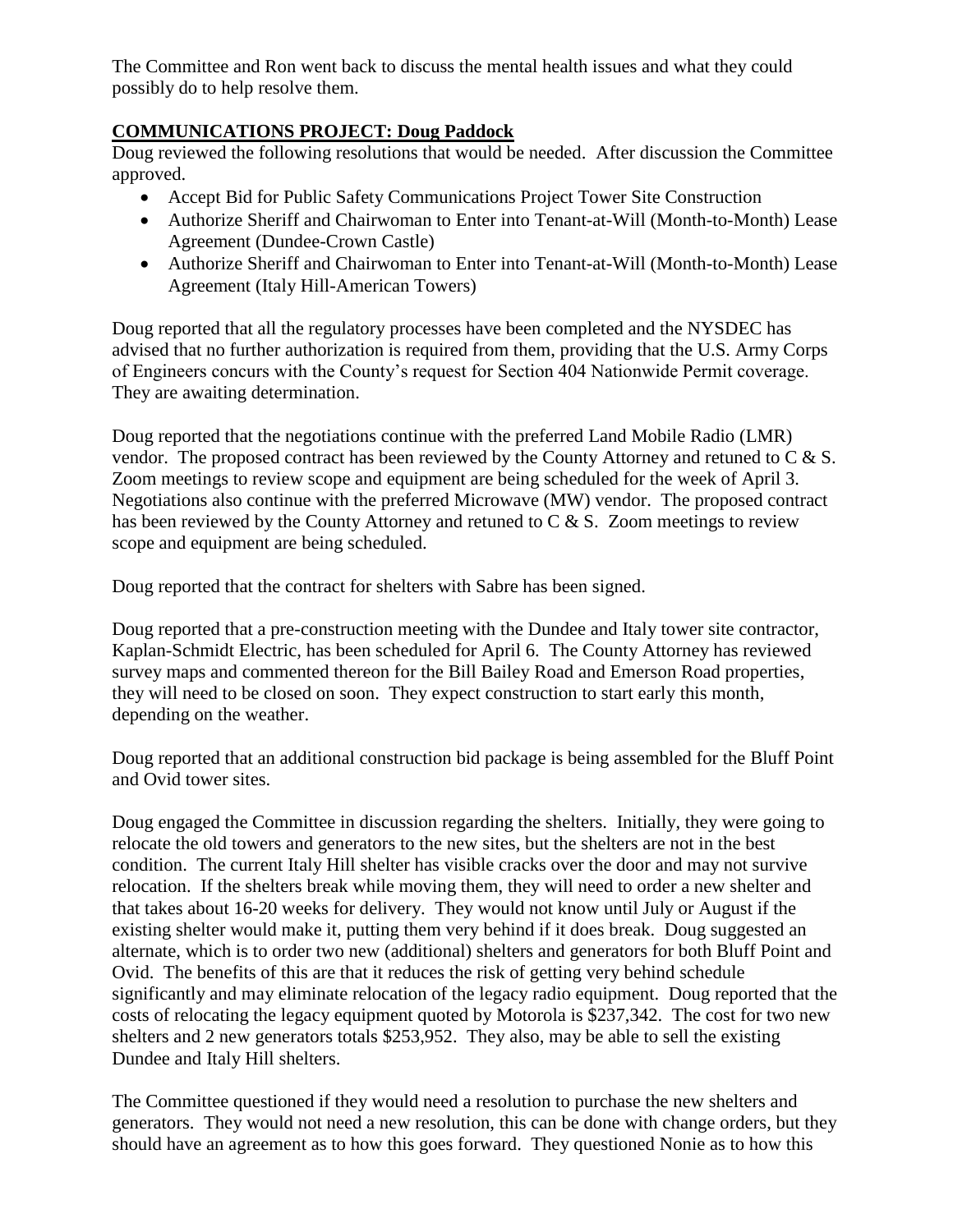The Committee and Ron went back to discuss the mental health issues and what they could possibly do to help resolve them.

**<u>COMMUNICATIONS PROJECT: Doug Paddock</u>**

Doug reviewed the following resolutions that would be needed. After discussion the Committee approved.

- Accept Bid for Public Safety Communications Project Tower Site Construction
- Authorize Sheriff and Chairwoman to Enter into Tenant-at-Will (Month-to-Month) Lease Agreement (Dundee-Crown Castle)
- Authorize Sheriff and Chairwoman to Enter into Tenant-at-Will (Month-to-Month) Lease Agreement (Italy Hill-American Towers)

Doug reported that all the regulatory processes have been completed and the NYSDEC has advised that no further authorization is required from them, providing that the U.S. Army Corps of Engineers concurs with the County's request for Section 404 Nationwide Permit coverage. They are awaiting determination.

Doug reported that the negotiations continue with the preferred Land Mobile Radio (LMR) vendor. The proposed contract has been reviewed by the County Attorney and retuned to C & S. Zoom meetings to review scope and equipment are being scheduled for the week of April 3. Negotiations also continue with the preferred Microwave (MW) vendor. The proposed contract has been reviewed by the County Attorney and retuned to C & S. Zoom meetings to review scope and equipment are being scheduled.

Doug reported that the contract for shelters with Sabre has been signed.

Doug reported that a pre-construction meeting with the Dundee and Italy tower site contractor, Kaplan-Schmidt Electric, has been scheduled for April 6. The County Attorney has reviewed survey maps and commented thereon for the Bill Bailey Road and Emerson Road properties, they will need to be closed on soon. They expect construction to start early this month, depending on the weather.

Doug reported that an additional construction bid package is being assembled for the Bluff Point and Ovid tower sites.

Doug engaged the Committee in discussion regarding the shelters. Initially, they were going to relocate the old towers and generators to the new sites, but the shelters are not in the best condition. The current Italy Hill shelter has visible cracks over the door and may not survive relocation. If the shelters break while moving them, they will need to order a new shelter and that takes about 16-20 weeks for delivery. They would not know until July or August if the existing shelter would make it, putting them very behind if it does break. Doug suggested an alternate, which is to order two new (additional) shelters and generators for both Bluff Point and Ovid. The benefits of this are that it reduces the risk of getting very behind schedule significantly and may eliminate relocation of the legacy radio equipment. Doug reported that the costs of relocating the legacy equipment quoted by Motorola is $237,342. The cost for two new shelters and 2 new generators totals $253,952. They also, may be able to sell the existing Dundee and Italy Hill shelters.

The Committee questioned if they would need a resolution to purchase the new shelters and generators. They would not need a new resolution, this can be done with change orders, but they should have an agreement as to how this goes forward. They questioned Nonie as to how this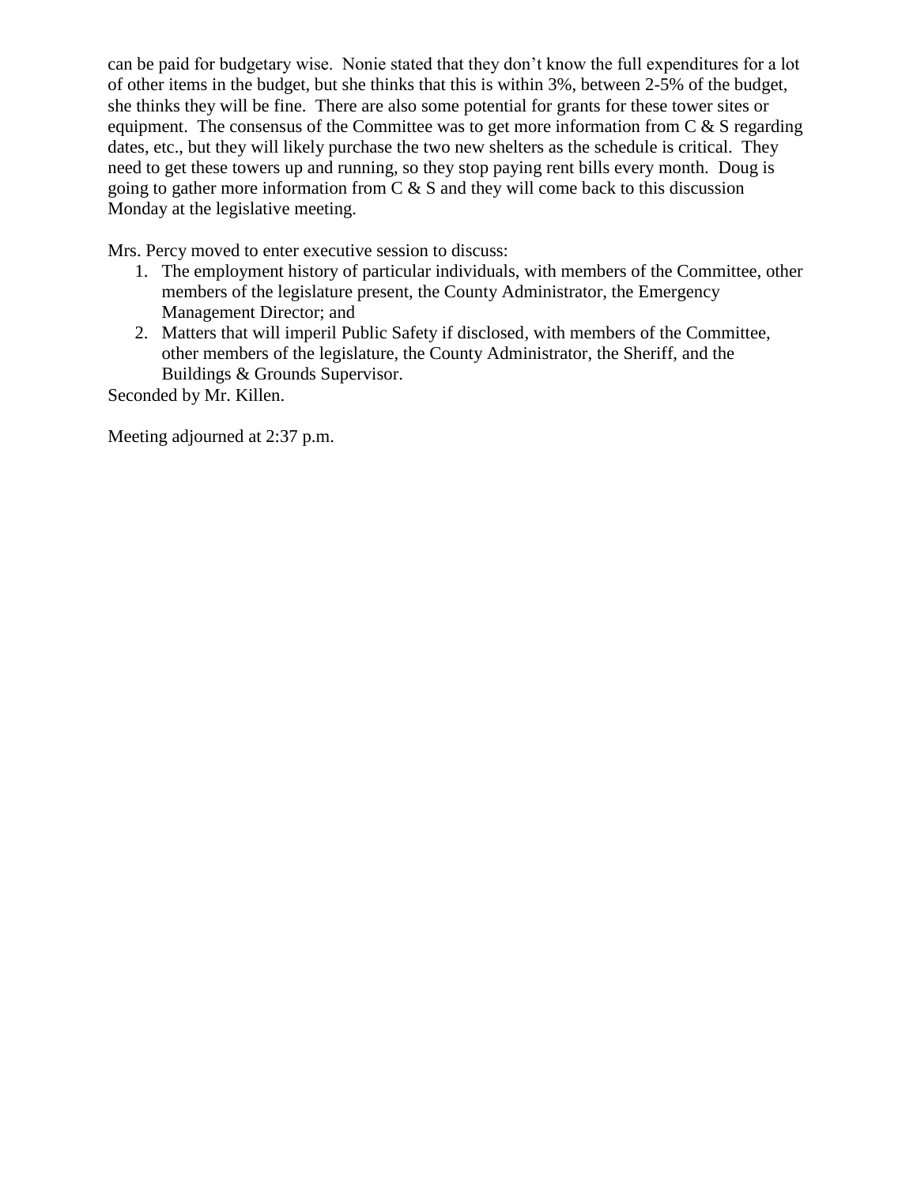can be paid for budgetary wise. Nonie stated that they don't know the full expenditures for a lot of other items in the budget, but she thinks that this is within 3%, between 2-5% of the budget, she thinks they will be fine. There are also some potential for grants for these tower sites or equipment. The consensus of the Committee was to get more information from C & S regarding dates, etc., but they will likely purchase the two new shelters as the schedule is critical. They need to get these towers up and running, so they stop paying rent bills every month. Doug is going to gather more information from C & S and they will come back to this discussion Monday at the legislative meeting.

Mrs. Percy moved to enter executive session to discuss:

1. The employment history of particular individuals, with members of the Committee, other members of the legislature present, the County Administrator, the Emergency Management Director; and
2. Matters that will imperil Public Safety if disclosed, with members of the Committee, other members of the legislature, the County Administrator, the Sheriff, and the Buildings & Grounds Supervisor.

Seconded by Mr. Killen.

Meeting adjourned at 2:37 p.m.